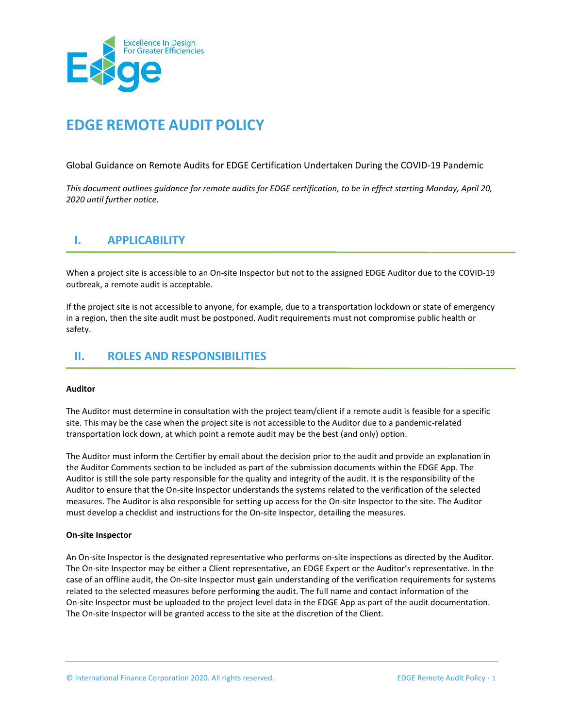Excellence In Design For Greater Efficiencies

# EDGE REMOTE AUDIT POLICY

Global Guidance on Remote Audits for EDGE Certification Undertaken During the COVID-19 Pandemic

*This document outlines guidance for remote audits for EDGE certification, to be in effect starting Monday, April 20, 2020 until further notice.*

## I. APPLICABILITY

When a project site is accessible to an On-site Inspector but not to the assigned EDGE Auditor due to the COVID-19 outbreak, a remote audit is acceptable.

If the project site is not accessible to anyone, for example, due to a transportation lockdown or state of emergency in a region, then the site audit must be postponed. Audit requirements must not compromise public health or safety.

## II. ROLES AND RESPONSIBILITIES

**Auditor**

The Auditor must determine in consultation with the project team/client if a remote audit is feasible for a specific site. This may be the case when the project site is not accessible to the Auditor due to a pandemic-related transportation lock down, at which point a remote audit may be the best (and only) option.

The Auditor must inform the Certifier by email about the decision prior to the audit and provide an explanation in the Auditor Comments section to be included as part of the submission documents within the EDGE App. The Auditor is still the sole party responsible for the quality and integrity of the audit. It is the responsibility of the Auditor to ensure that the On-site Inspector understands the systems related to the verification of the selected measures. The Auditor is also responsible for setting up access for the On-site Inspector to the site. The Auditor must develop a checklist and instructions for the On-site Inspector, detailing the measures.

**On-site Inspector**

An On-site Inspector is the designated representative who performs on-site inspections as directed by the Auditor. The On-site Inspector may be either a Client representative, an EDGE Expert or the Auditor's representative. In the case of an offline audit, the On-site Inspector must gain understanding of the verification requirements for systems related to the selected measures before performing the audit. The full name and contact information of the On-site Inspector must be uploaded to the project level data in the EDGE App as part of the audit documentation. The On-site Inspector will be granted access to the site at the discretion of the Client.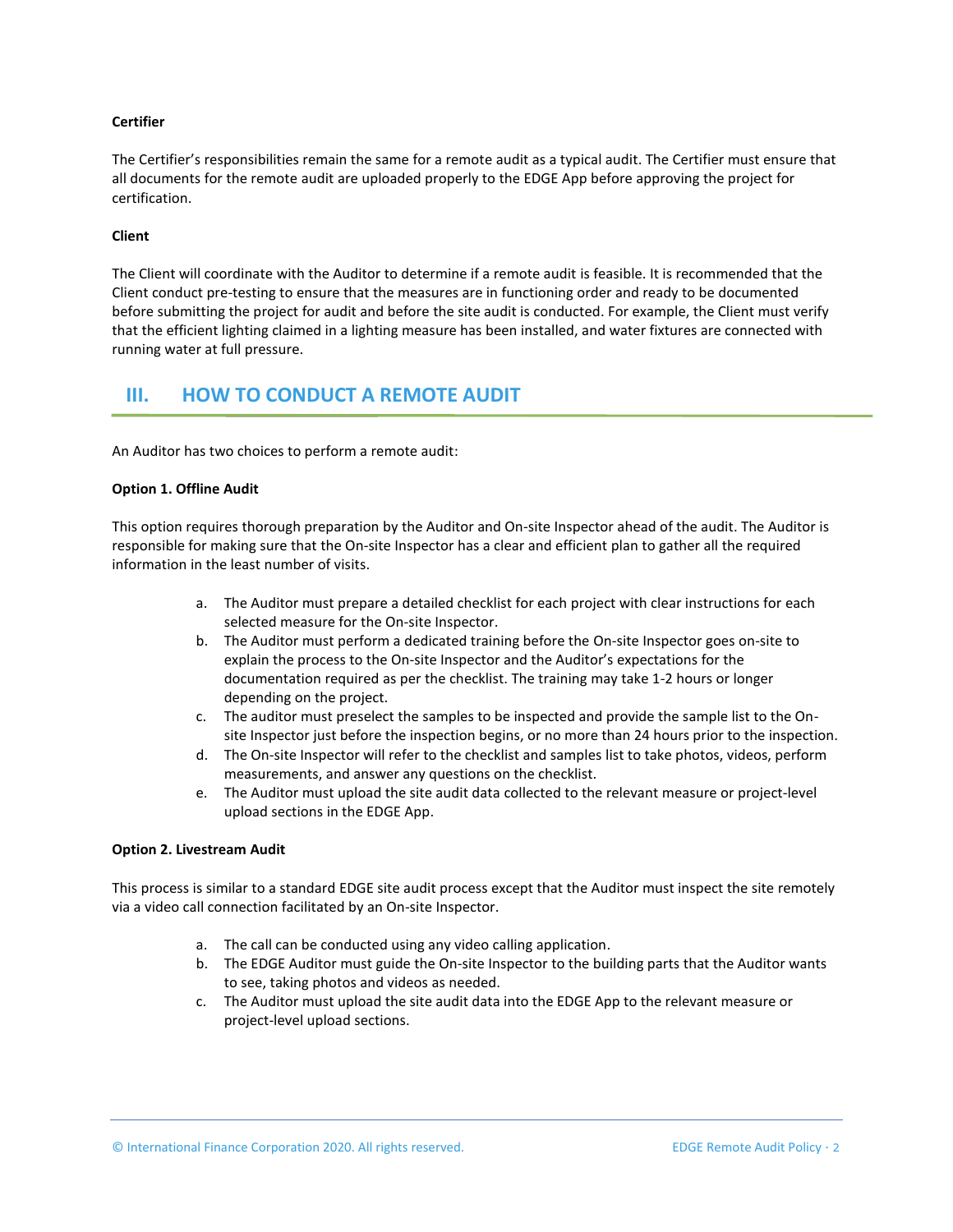**Certifier**

The Certifier's responsibilities remain the same for a remote audit as a typical audit. The Certifier must ensure that all documents for the remote audit are uploaded properly to the EDGE App before approving the project for certification.

**Client**

The Client will coordinate with the Auditor to determine if a remote audit is feasible. It is recommended that the Client conduct pre-testing to ensure that the measures are in functioning order and ready to be documented before submitting the project for audit and before the site audit is conducted. For example, the Client must verify that the efficient lighting claimed in a lighting measure has been installed, and water fixtures are connected with running water at full pressure.

## III. HOW TO CONDUCT A REMOTE AUDIT

An Auditor has two choices to perform a remote audit:

**Option 1. Offline Audit**

This option requires thorough preparation by the Auditor and On-site Inspector ahead of the audit. The Auditor is responsible for making sure that the On-site Inspector has a clear and efficient plan to gather all the required information in the least number of visits.

a. The Auditor must prepare a detailed checklist for each project with clear instructions for each selected measure for the On-site Inspector.
b. The Auditor must perform a dedicated training before the On-site Inspector goes on-site to explain the process to the On-site Inspector and the Auditor's expectations for the documentation required as per the checklist. The training may take 1-2 hours or longer depending on the project.
c. The auditor must preselect the samples to be inspected and provide the sample list to the On-site Inspector just before the inspection begins, or no more than 24 hours prior to the inspection.
d. The On-site Inspector will refer to the checklist and samples list to take photos, videos, perform measurements, and answer any questions on the checklist.
e. The Auditor must upload the site audit data collected to the relevant measure or project-level upload sections in the EDGE App.

**Option 2. Livestream Audit**

This process is similar to a standard EDGE site audit process except that the Auditor must inspect the site remotely via a video call connection facilitated by an On-site Inspector.

a. The call can be conducted using any video calling application.
b. The EDGE Auditor must guide the On-site Inspector to the building parts that the Auditor wants to see, taking photos and videos as needed.
c. The Auditor must upload the site audit data into the EDGE App to the relevant measure or project-level upload sections.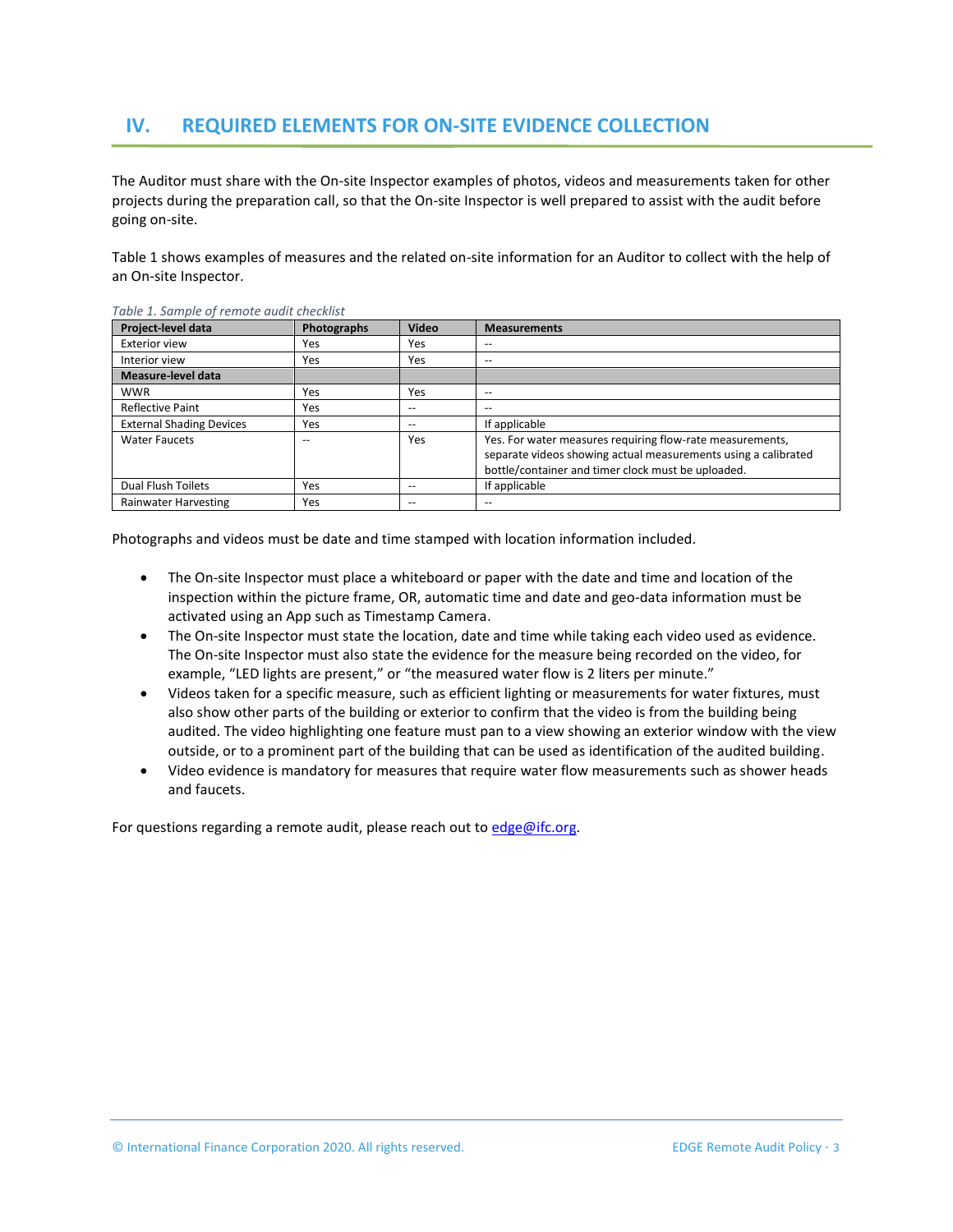## IV. REQUIRED ELEMENTS FOR ON-SITE EVIDENCE COLLECTION

The Auditor must share with the On-site Inspector examples of photos, videos and measurements taken for other projects during the preparation call, so that the On-site Inspector is well prepared to assist with the audit before going on-site.

Table 1 shows examples of measures and the related on-site information for an Auditor to collect with the help of an On-site Inspector.

*Table 1. Sample of remote audit checklist*

| Project-level data | Photographs | Video | Measurements |
|---|---|---|---|
| Exterior view | Yes | Yes | -- |
| Interior view | Yes | Yes | -- |
| **Measure-level data** | | | |
| WWR | Yes | Yes | -- |
| Reflective Paint | Yes | -- | -- |
| External Shading Devices | Yes | -- | If applicable |
| Water Faucets | -- | Yes | Yes. For water measures requiring flow-rate measurements, separate videos showing actual measurements using a calibrated bottle/container and timer clock must be uploaded. |
| Dual Flush Toilets | Yes | -- | If applicable |
| Rainwater Harvesting | Yes | -- | -- |

Photographs and videos must be date and time stamped with location information included.

- The On-site Inspector must place a whiteboard or paper with the date and time and location of the inspection within the picture frame, OR, automatic time and date and geo-data information must be activated using an App such as Timestamp Camera.
- The On-site Inspector must state the location, date and time while taking each video used as evidence. The On-site Inspector must also state the evidence for the measure being recorded on the video, for example, "LED lights are present," or "the measured water flow is 2 liters per minute."
- Videos taken for a specific measure, such as efficient lighting or measurements for water fixtures, must also show other parts of the building or exterior to confirm that the video is from the building being audited. The video highlighting one feature must pan to a view showing an exterior window with the view outside, or to a prominent part of the building that can be used as identification of the audited building.
- Video evidence is mandatory for measures that require water flow measurements such as shower heads and faucets.

For questions regarding a remote audit, please reach out to edge@ifc.org.